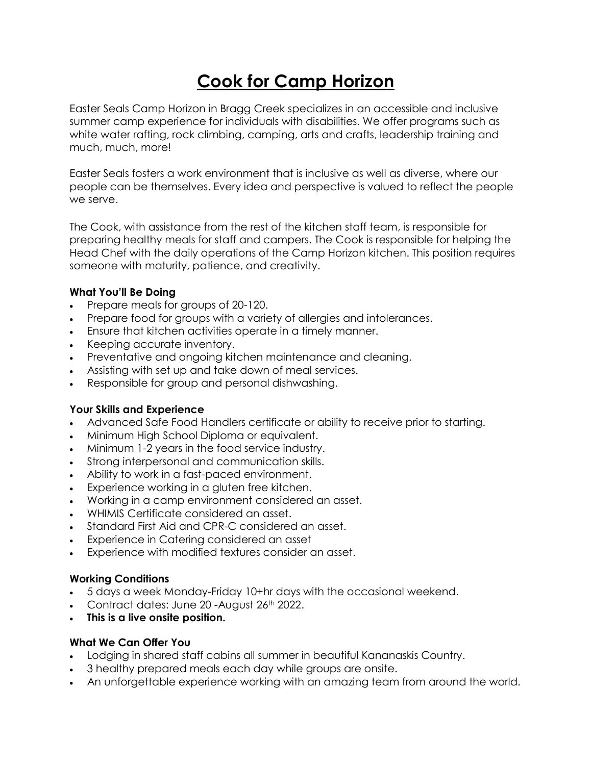# Cook for Camp Horizon

Easter Seals Camp Horizon in Bragg Creek specializes in an accessible and inclusive summer camp experience for individuals with disabilities. We offer programs such as white water rafting, rock climbing, camping, arts and crafts, leadership training and much, much, more!

Easter Seals fosters a work environment that is inclusive as well as diverse, where our people can be themselves. Every idea and perspective is valued to reflect the people we serve.

The Cook, with assistance from the rest of the kitchen staff team, is responsible for preparing healthy meals for staff and campers. The Cook is responsible for helping the Head Chef with the daily operations of the Camp Horizon kitchen. This position requires someone with maturity, patience, and creativity.

**What You'll Be Doing**

- Prepare meals for groups of 20-120.
- Prepare food for groups with a variety of allergies and intolerances.
- Ensure that kitchen activities operate in a timely manner.
- Keeping accurate inventory.
- Preventative and ongoing kitchen maintenance and cleaning.
- Assisting with set up and take down of meal services.
- Responsible for group and personal dishwashing.

**Your Skills and Experience**

- Advanced Safe Food Handlers certificate or ability to receive prior to starting.
- Minimum High School Diploma or equivalent.
- Minimum 1-2 years in the food service industry.
- Strong interpersonal and communication skills.
- Ability to work in a fast-paced environment.
- Experience working in a gluten free kitchen.
- Working in a camp environment considered an asset.
- WHIMIS Certificate considered an asset.
- Standard First Aid and CPR-C considered an asset.
- Experience in Catering considered an asset
- Experience with modified textures consider an asset.

**Working Conditions**

- 5 days a week Monday-Friday 10+hr days with the occasional weekend.
- Contract dates: June 20 -August 26th 2022.
- **This is a live onsite position.**

**What We Can Offer You**

- Lodging in shared staff cabins all summer in beautiful Kananaskis Country.
- 3 healthy prepared meals each day while groups are onsite.
- An unforgettable experience working with an amazing team from around the world.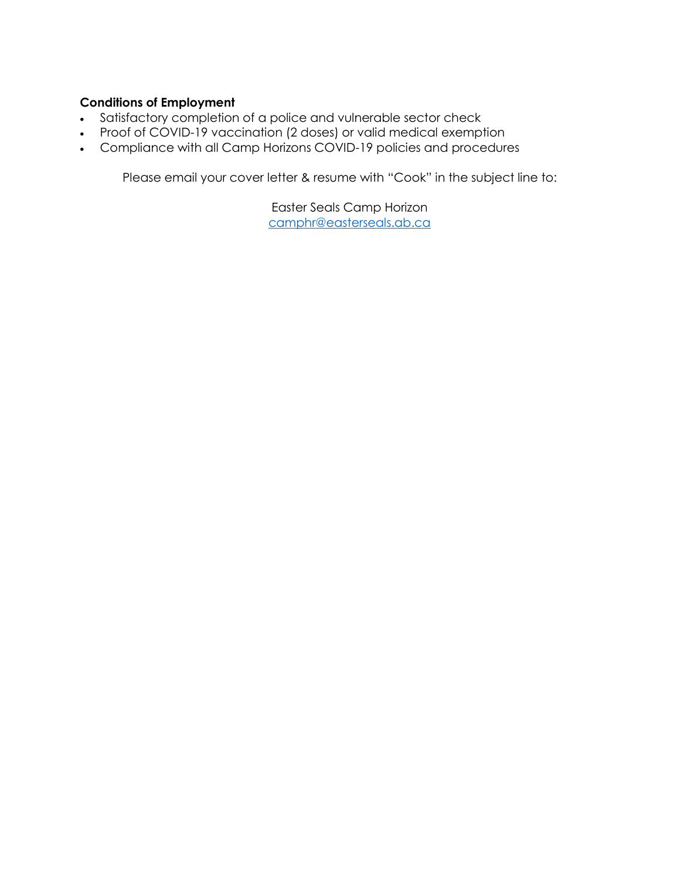**Conditions of Employment**

- Satisfactory completion of a police and vulnerable sector check
- Proof of COVID-19 vaccination (2 doses) or valid medical exemption
- Compliance with all Camp Horizons COVID-19 policies and procedures

Please email your cover letter & resume with "Cook" in the subject line to:

Easter Seals Camp Horizon
camphr@easterseals.ab.ca